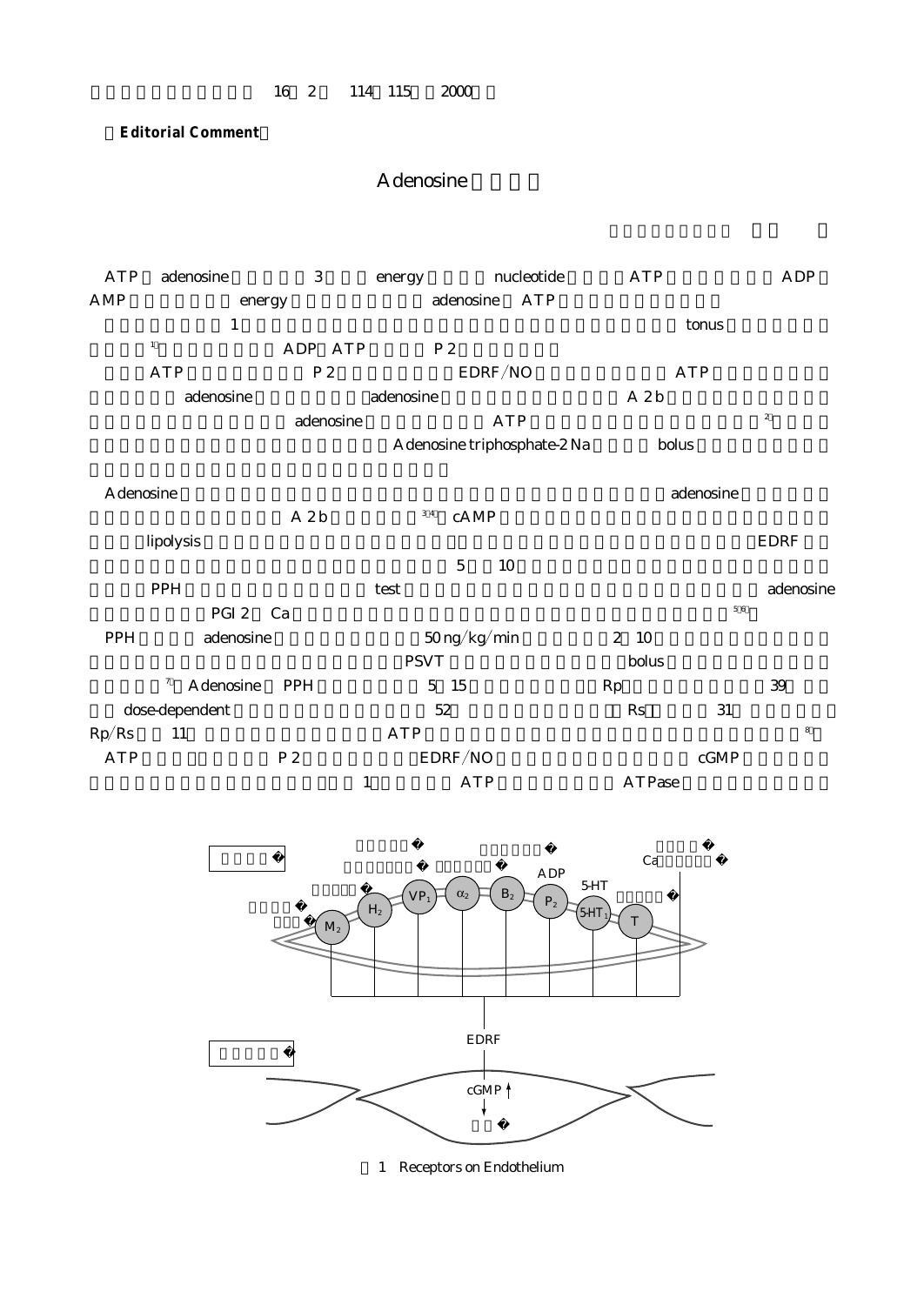【Editorial Comment】

# Adenosine

ATP adenosine 3 energy nucleotide ATP ADP AMP energy adenosine ATP

1 tonus

[1] ADP ATP P2

ATP P2 EDRF/NO ATP

adenosine adenosine A2b

adenosine ATP [2]

Adenosine triphosphate-2Na bolus

Adenosine adenosine

A2b [3,4] cAMP

lipolysis EDRF

5 10

PPH test adenosine

PGI2 Ca [5,6]

PPH adenosine 50 ng/kg/min 2 10

PSVT bolus

[7] Adenosine PPH 5 15 Rp 39

dose-dependent 52 Rs 31

Rp/Rs 11 ATP [8]

ATP P2 EDRF/NO cGMP

1 ATP ATPase

$M_2$ $H_2$ $VP_1$ $\alpha_2$ $B_2$ $P_2$ $5HT_1$ T

ADP 5-HT Ca

EDRF

cGMP↑

1 Receptors on Endothelium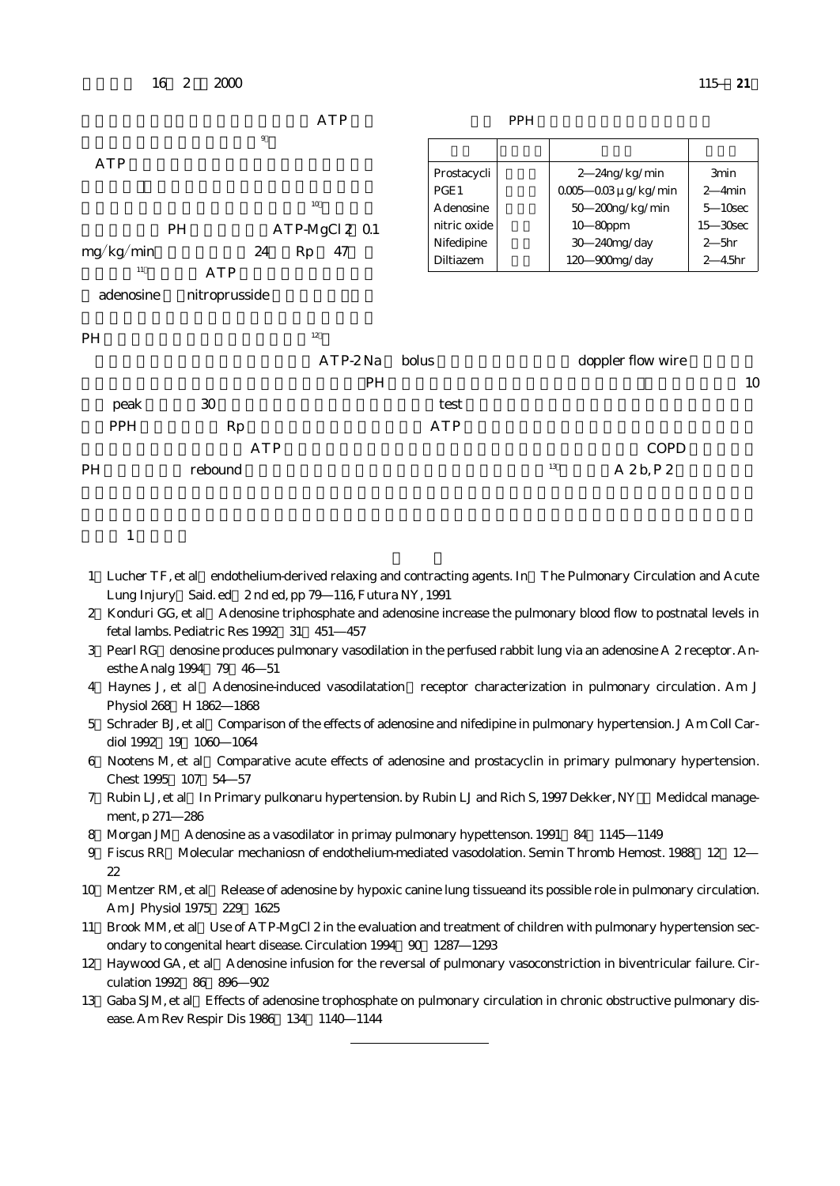ATP

[9]

ATP

[10]

PH ATP-MgCl 2 0.1 mg/kg/min 24 Rp 47 [11] ATP adenosine nitroprusside

PH [12]

| | | | |
|---|---|---|---|
| | | | |
| Prostacycli | | 2—24ng/kg/min | 3min |
| PGE1 | | 0.005—0.03 μg/kg/min | 2—4min |
| Adenosine | | 50—200ng/kg/min | 5—10sec |
| nitric oxide | | 10—80ppm | 15—30sec |
| Nifedipine | | 30—240mg/day | 2—5hr |
| Diltiazem | | 120—900mg/day | 2—4.5hr |

PPH

ATP-2Na bolus doppler flow wire PH 10 peak 30 test PPH Rp ATP ATP COPD PH rebound [13] A 2b, P 2

1

1. Lucher TF, et al endothelium-derived relaxing and contracting agents. In The Pulmonary Circulation and Acute Lung Injury Said. ed 2 nd ed, pp 79—116, Futura NY, 1991
2. Konduri GG, et al Adenosine triphosphate and adenosine increase the pulmonary blood flow to postnatal levels in fetal lambs. Pediatric Res 1992 31 451—457
3. Pearl RG denosine produces pulmonary vasodilation in the perfused rabbit lung via an adenosine A 2 receptor. Anesthe Analg 1994 79 46—51
4. Haynes J, et al Adenosine-induced vasodilatation receptor characterization in pulmonary circulation. Am J Physiol 268 H 1862—1868
5. Schrader BJ, et al Comparison of the effects of adenosine and nifedipine in pulmonary hypertension. J Am Coll Cardiol 1992 19 1060—1064
6. Nootens M, et al Comparative acute effects of adenosine and prostacyclin in primary pulmonary hypertension. Chest 1995 107 54—57
7. Rubin LJ, et al In Primary pulkonaru hypertension. by Rubin LJ and Rich S, 1997 Dekker, NY Medidcal management, p 271—286
8. Morgan JM Adenosine as a vasodilator in primay pulmonary hypettenson. 1991 84 1145—1149
9. Fiscus RR Molecular mechaniosn of endothelium-mediated vasodolation. Semin Thromb Hemost. 1988 12 12—22
10. Mentzer RM, et al Release of adenosine by hypoxic canine lung tissueand its possible role in pulmonary circulation. Am J Physiol 1975 229 1625
11. Brook MM, et al Use of ATP-MgCl 2 in the evaluation and treatment of children with pulmonary hypertension secondary to congenital heart disease. Circulation 1994 90 1287—1293
12. Haywood GA, et al Adenosine infusion for the reversal of pulmonary vasoconstriction in biventricular failure. Circulation 1992 86 896—902
13. Gaba SJM, et al Effects of adenosine trophosphate on pulmonary circulation in chronic obstructive pulmonary disease. Am Rev Respir Dis 1986 134 1140—1144